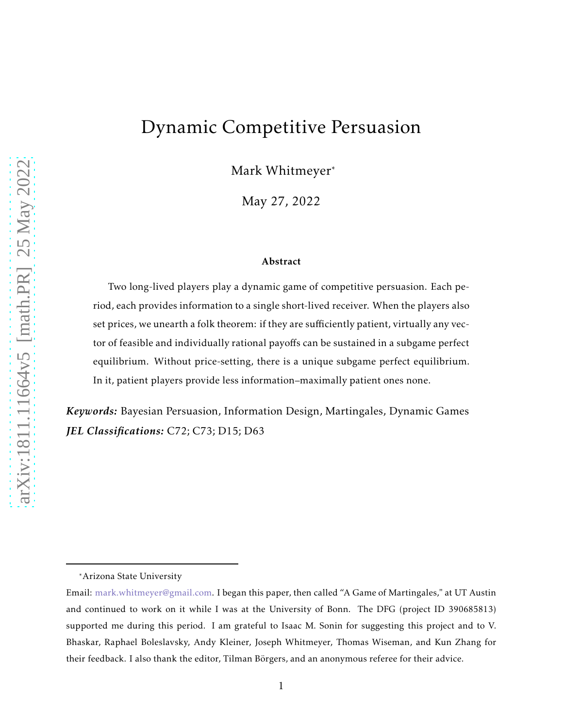# Dynamic Competitive Persuasion

Mark Whitmeyer*

May 27, 2022

### Abstract

Two long-lived players play a dynamic game of competitive persuasion. Each period, each provides information to a single short-lived receiver. When the players also set prices, we unearth a folk theorem: if they are sufficiently patient, virtually any vector of feasible and individually rational payoffs can be sustained in a subgame perfect equilibrium. Without price-setting, there is a unique subgame perfect equilibrium. In it, patient players provide less information–maximally patient ones none.

***Keywords:*** Bayesian Persuasion, Information Design, Martingales, Dynamic Games

***JEL Classifications:*** C72; C73; D15; D63

---

*Arizona State University

Email: mark.whitmeyer@gmail.com. I began this paper, then called "A Game of Martingales," at UT Austin and continued to work on it while I was at the University of Bonn. The DFG (project ID 390685813) supported me during this period. I am grateful to Isaac M. Sonin for suggesting this project and to V. Bhaskar, Raphael Boleslavsky, Andy Kleiner, Joseph Whitmeyer, Thomas Wiseman, and Kun Zhang for their feedback. I also thank the editor, Tilman Börgers, and an anonymous referee for their advice.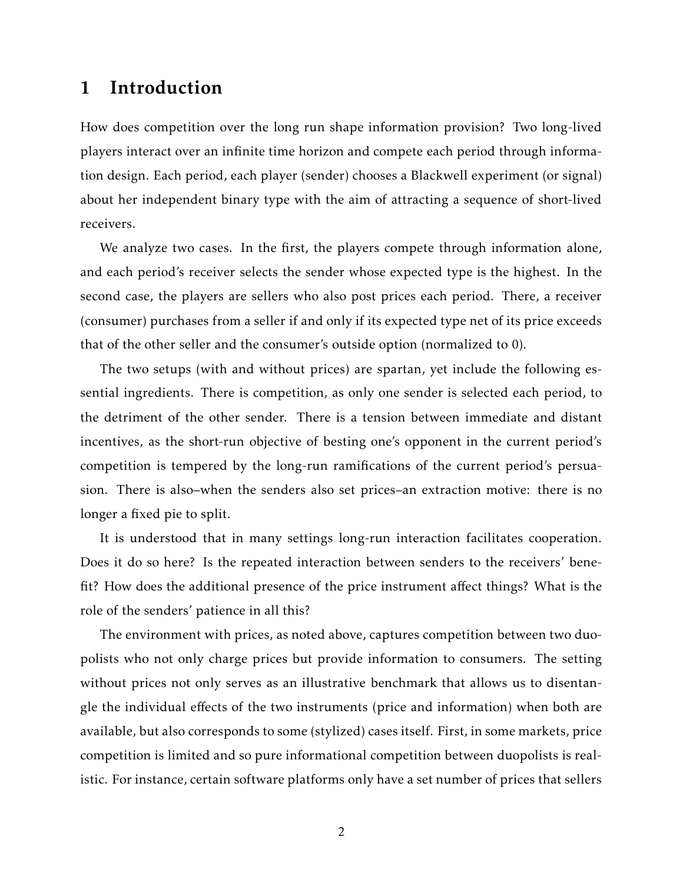# 1 Introduction

How does competition over the long run shape information provision? Two long-lived players interact over an infinite time horizon and compete each period through information design. Each period, each player (sender) chooses a Blackwell experiment (or signal) about her independent binary type with the aim of attracting a sequence of short-lived receivers.

We analyze two cases. In the first, the players compete through information alone, and each period's receiver selects the sender whose expected type is the highest. In the second case, the players are sellers who also post prices each period. There, a receiver (consumer) purchases from a seller if and only if its expected type net of its price exceeds that of the other seller and the consumer's outside option (normalized to 0).

The two setups (with and without prices) are spartan, yet include the following essential ingredients. There is competition, as only one sender is selected each period, to the detriment of the other sender. There is a tension between immediate and distant incentives, as the short-run objective of besting one's opponent in the current period's competition is tempered by the long-run ramifications of the current period's persuasion. There is also–when the senders also set prices–an extraction motive: there is no longer a fixed pie to split.

It is understood that in many settings long-run interaction facilitates cooperation. Does it do so here? Is the repeated interaction between senders to the receivers' benefit? How does the additional presence of the price instrument affect things? What is the role of the senders' patience in all this?

The environment with prices, as noted above, captures competition between two duopolists who not only charge prices but provide information to consumers. The setting without prices not only serves as an illustrative benchmark that allows us to disentangle the individual effects of the two instruments (price and information) when both are available, but also corresponds to some (stylized) cases itself. First, in some markets, price competition is limited and so pure informational competition between duopolists is realistic. For instance, certain software platforms only have a set number of prices that sellers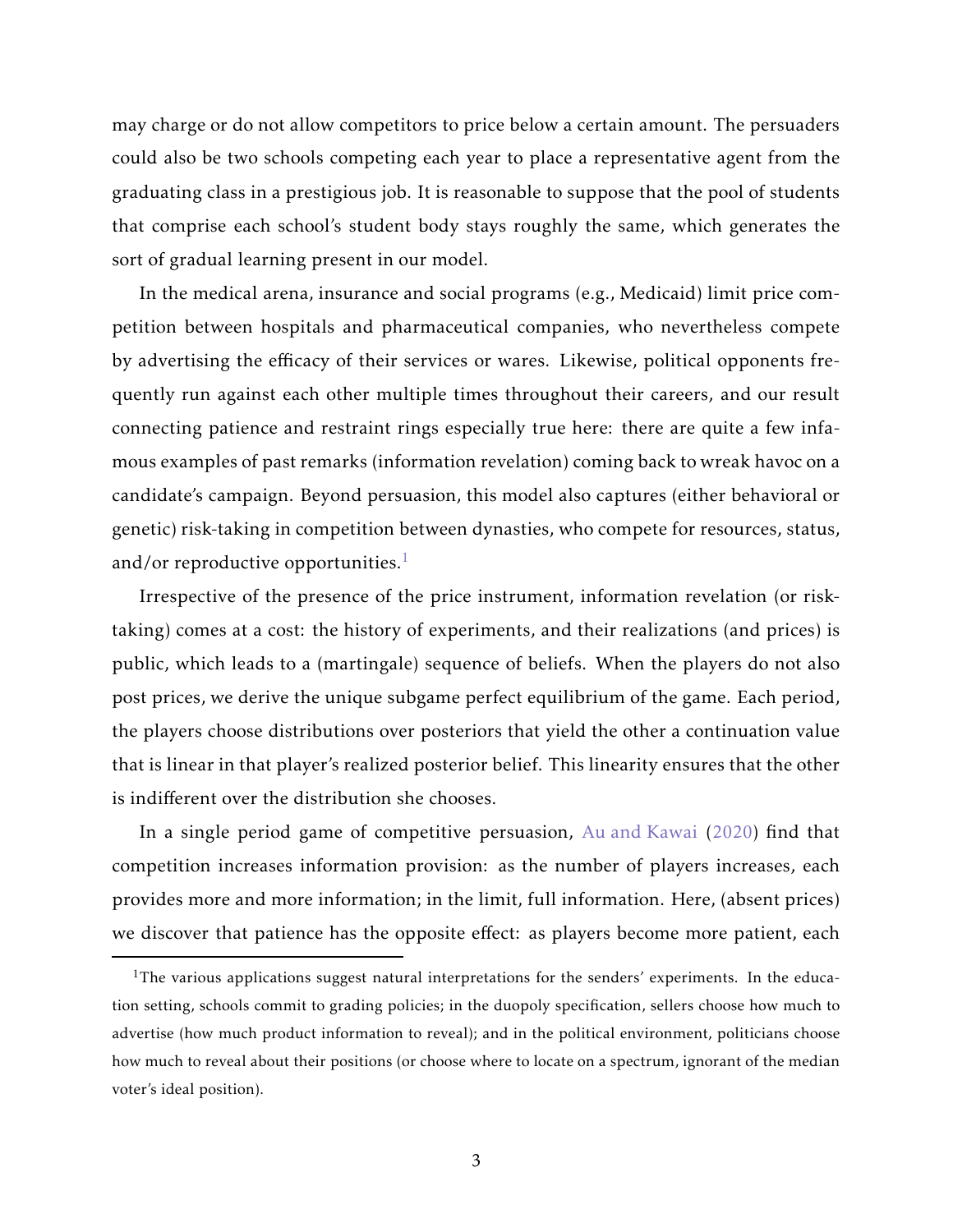may charge or do not allow competitors to price below a certain amount. The persuaders could also be two schools competing each year to place a representative agent from the graduating class in a prestigious job. It is reasonable to suppose that the pool of students that comprise each school's student body stays roughly the same, which generates the sort of gradual learning present in our model.

In the medical arena, insurance and social programs (e.g., Medicaid) limit price competition between hospitals and pharmaceutical companies, who nevertheless compete by advertising the efficacy of their services or wares. Likewise, political opponents frequently run against each other multiple times throughout their careers, and our result connecting patience and restraint rings especially true here: there are quite a few infamous examples of past remarks (information revelation) coming back to wreak havoc on a candidate's campaign. Beyond persuasion, this model also captures (either behavioral or genetic) risk-taking in competition between dynasties, who compete for resources, status, and/or reproductive opportunities.[1]

Irrespective of the presence of the price instrument, information revelation (or risk-taking) comes at a cost: the history of experiments, and their realizations (and prices) is public, which leads to a (martingale) sequence of beliefs. When the players do not also post prices, we derive the unique subgame perfect equilibrium of the game. Each period, the players choose distributions over posteriors that yield the other a continuation value that is linear in that player's realized posterior belief. This linearity ensures that the other is indifferent over the distribution she chooses.

In a single period game of competitive persuasion, Au and Kawai (2020) find that competition increases information provision: as the number of players increases, each provides more and more information; in the limit, full information. Here, (absent prices) we discover that patience has the opposite effect: as players become more patient, each

[1] The various applications suggest natural interpretations for the senders' experiments. In the education setting, schools commit to grading policies; in the duopoly specification, sellers choose how much to advertise (how much product information to reveal); and in the political environment, politicians choose how much to reveal about their positions (or choose where to locate on a spectrum, ignorant of the median voter's ideal position).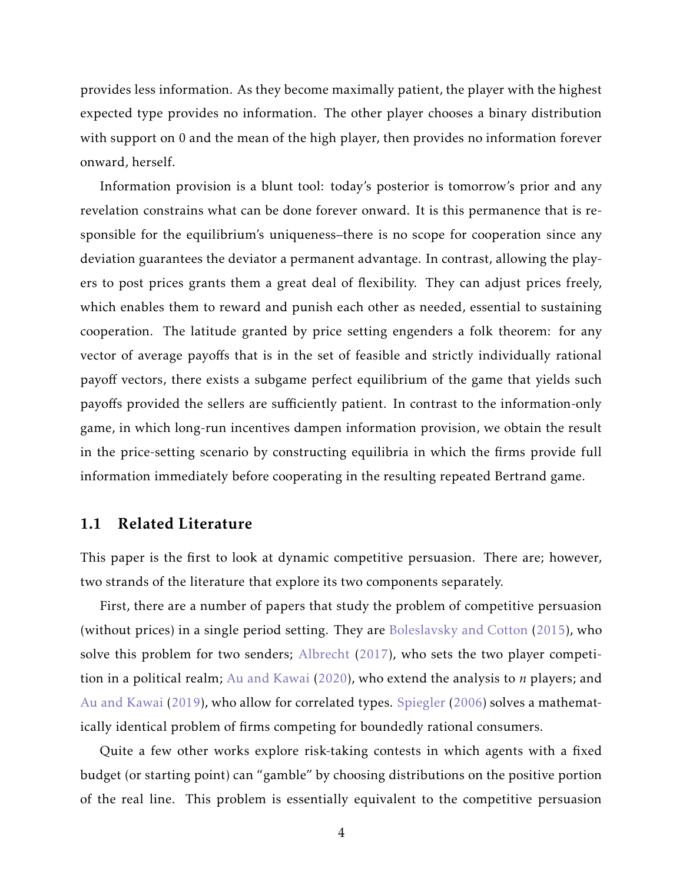provides less information. As they become maximally patient, the player with the highest expected type provides no information. The other player chooses a binary distribution with support on 0 and the mean of the high player, then provides no information forever onward, herself.

Information provision is a blunt tool: today's posterior is tomorrow's prior and any revelation constrains what can be done forever onward. It is this permanence that is responsible for the equilibrium's uniqueness–there is no scope for cooperation since any deviation guarantees the deviator a permanent advantage. In contrast, allowing the players to post prices grants them a great deal of flexibility. They can adjust prices freely, which enables them to reward and punish each other as needed, essential to sustaining cooperation. The latitude granted by price setting engenders a folk theorem: for any vector of average payoffs that is in the set of feasible and strictly individually rational payoff vectors, there exists a subgame perfect equilibrium of the game that yields such payoffs provided the sellers are sufficiently patient. In contrast to the information-only game, in which long-run incentives dampen information provision, we obtain the result in the price-setting scenario by constructing equilibria in which the firms provide full information immediately before cooperating in the resulting repeated Bertrand game.

### 1.1 Related Literature

This paper is the first to look at dynamic competitive persuasion. There are; however, two strands of the literature that explore its two components separately.

First, there are a number of papers that study the problem of competitive persuasion (without prices) in a single period setting. They are Boleslavsky and Cotton (2015), who solve this problem for two senders; Albrecht (2017), who sets the two player competition in a political realm; Au and Kawai (2020), who extend the analysis to $n$ players; and Au and Kawai (2019), who allow for correlated types. Spiegler (2006) solves a mathematically identical problem of firms competing for boundedly rational consumers.

Quite a few other works explore risk-taking contests in which agents with a fixed budget (or starting point) can "gamble" by choosing distributions on the positive portion of the real line. This problem is essentially equivalent to the competitive persuasion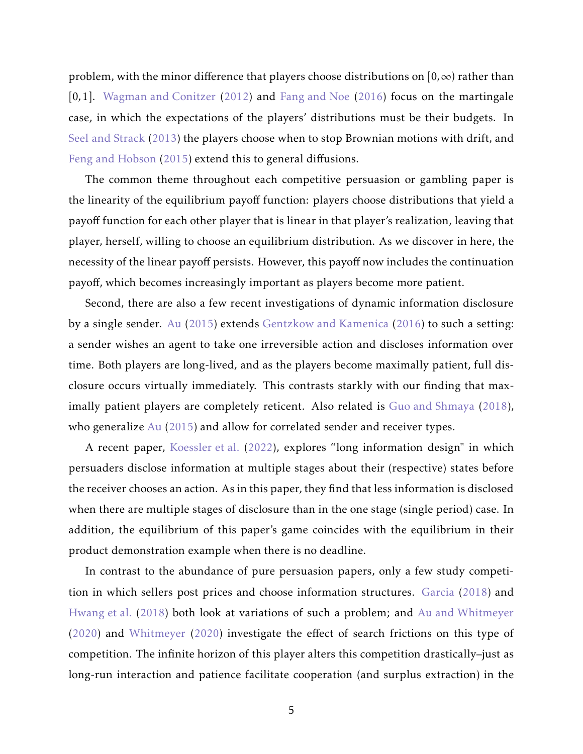problem, with the minor difference that players choose distributions on $[0, \infty)$ rather than $[0, 1]$. Wagman and Conitzer (2012) and Fang and Noe (2016) focus on the martingale case, in which the expectations of the players' distributions must be their budgets. In Seel and Strack (2013) the players choose when to stop Brownian motions with drift, and Feng and Hobson (2015) extend this to general diffusions.

The common theme throughout each competitive persuasion or gambling paper is the linearity of the equilibrium payoff function: players choose distributions that yield a payoff function for each other player that is linear in that player's realization, leaving that player, herself, willing to choose an equilibrium distribution. As we discover in here, the necessity of the linear payoff persists. However, this payoff now includes the continuation payoff, which becomes increasingly important as players become more patient.

Second, there are also a few recent investigations of dynamic information disclosure by a single sender. Au (2015) extends Gentzkow and Kamenica (2016) to such a setting: a sender wishes an agent to take one irreversible action and discloses information over time. Both players are long-lived, and as the players become maximally patient, full disclosure occurs virtually immediately. This contrasts starkly with our finding that maximally patient players are completely reticent. Also related is Guo and Shmaya (2018), who generalize Au (2015) and allow for correlated sender and receiver types.

A recent paper, Koessler et al. (2022), explores "long information design" in which persuaders disclose information at multiple stages about their (respective) states before the receiver chooses an action. As in this paper, they find that less information is disclosed when there are multiple stages of disclosure than in the one stage (single period) case. In addition, the equilibrium of this paper's game coincides with the equilibrium in their product demonstration example when there is no deadline.

In contrast to the abundance of pure persuasion papers, only a few study competition in which sellers post prices and choose information structures. Garcia (2018) and Hwang et al. (2018) both look at variations of such a problem; and Au and Whitmeyer (2020) and Whitmeyer (2020) investigate the effect of search frictions on this type of competition. The infinite horizon of this player alters this competition drastically–just as long-run interaction and patience facilitate cooperation (and surplus extraction) in the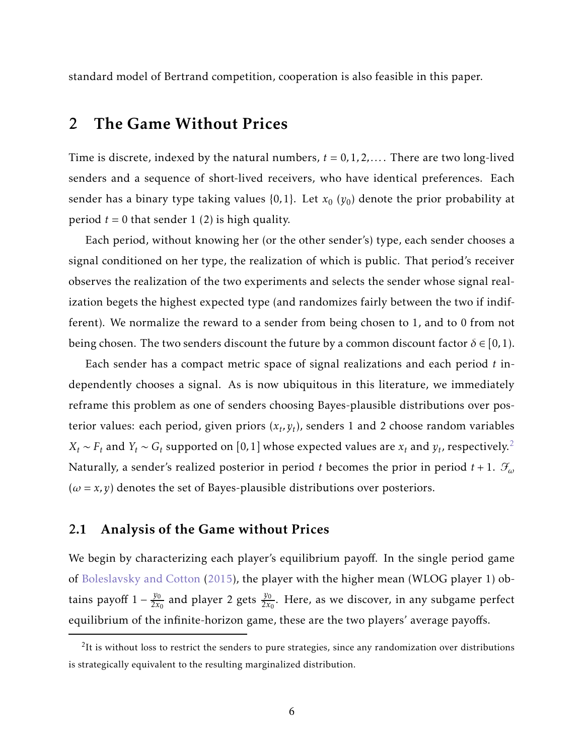standard model of Bertrand competition, cooperation is also feasible in this paper.

## 2 The Game Without Prices

Time is discrete, indexed by the natural numbers, $t = 0, 1, 2, \ldots$. There are two long-lived senders and a sequence of short-lived receivers, who have identical preferences. Each sender has a binary type taking values $\{0, 1\}$. Let $x_0$ ($y_0$) denote the prior probability at period $t = 0$ that sender 1 (2) is high quality.

Each period, without knowing her (or the other sender's) type, each sender chooses a signal conditioned on her type, the realization of which is public. That period's receiver observes the realization of the two experiments and selects the sender whose signal realization begets the highest expected type (and randomizes fairly between the two if indifferent). We normalize the reward to a sender from being chosen to 1, and to 0 from not being chosen. The two senders discount the future by a common discount factor $\delta \in [0, 1)$.

Each sender has a compact metric space of signal realizations and each period $t$ independently chooses a signal. As is now ubiquitous in this literature, we immediately reframe this problem as one of senders choosing Bayes-plausible distributions over posterior values: each period, given priors $(x_t, y_t)$, senders 1 and 2 choose random variables $X_t \sim F_t$ and $Y_t \sim G_t$ supported on $[0, 1]$ whose expected values are $x_t$ and $y_t$, respectively.[2] Naturally, a sender's realized posterior in period $t$ becomes the prior in period $t + 1$. $\mathcal{F}_\omega$ ($\omega = x, y$) denotes the set of Bayes-plausible distributions over posteriors.

### 2.1 Analysis of the Game without Prices

We begin by characterizing each player's equilibrium payoff. In the single period game of Boleslavsky and Cotton (2015), the player with the higher mean (WLOG player 1) obtains payoff $1 - \frac{y_0}{2x_0}$ and player 2 gets $\frac{y_0}{2x_0}$. Here, as we discover, in any subgame perfect equilibrium of the infinite-horizon game, these are the two players' average payoffs.

---

[2] It is without loss to restrict the senders to pure strategies, since any randomization over distributions is strategically equivalent to the resulting marginalized distribution.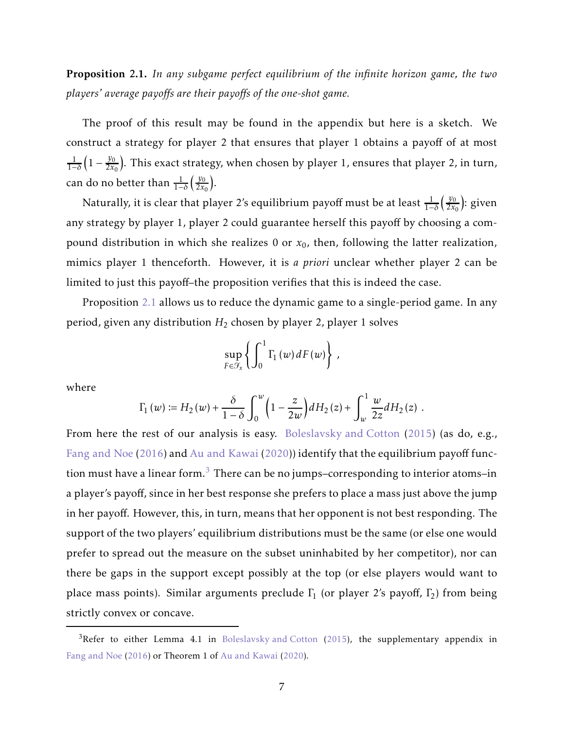**Proposition 2.1.** *In any subgame perfect equilibrium of the infinite horizon game, the two players' average payoffs are their payoffs of the one-shot game.*

The proof of this result may be found in the appendix but here is a sketch. We construct a strategy for player 2 that ensures that player 1 obtains a payoff of at most $\frac{1}{1-\delta}\left(1-\frac{y_0}{2x_0}\right)$. This exact strategy, when chosen by player 1, ensures that player 2, in turn, can do no better than $\frac{1}{1-\delta}\left(\frac{y_0}{2x_0}\right)$.

Naturally, it is clear that player 2's equilibrium payoff must be at least $\frac{1}{1-\delta}\left(\frac{y_0}{2x_0}\right)$: given any strategy by player 1, player 2 could guarantee herself this payoff by choosing a compound distribution in which she realizes 0 or $x_0$, then, following the latter realization, mimics player 1 thenceforth. However, it is *a priori* unclear whether player 2 can be limited to just this payoff–the proposition verifies that this is indeed the case.

Proposition 2.1 allows us to reduce the dynamic game to a single-period game. In any period, given any distribution $H_2$ chosen by player 2, player 1 solves

$$\sup_{F\in\mathscr{F}_x}\left\{\int_0^1 \Gamma_1(w)\,dF(w)\right\},$$

where

$$\Gamma_1(w) := H_2(w) + \frac{\delta}{1-\delta}\int_0^w \left(1-\frac{z}{2w}\right)dH_2(z) + \int_w^1 \frac{w}{2z}dH_2(z)\ .$$

From here the rest of our analysis is easy. Boleslavsky and Cotton (2015) (as do, e.g., Fang and Noe (2016) and Au and Kawai (2020)) identify that the equilibrium payoff function must have a linear form.[3] There can be no jumps–corresponding to interior atoms–in a player's payoff, since in her best response she prefers to place a mass just above the jump in her payoff. However, this, in turn, means that her opponent is not best responding. The support of the two players' equilibrium distributions must be the same (or else one would prefer to spread out the measure on the subset uninhabited by her competitor), nor can there be gaps in the support except possibly at the top (or else players would want to place mass points). Similar arguments preclude $\Gamma_1$ (or player 2's payoff, $\Gamma_2$) from being strictly convex or concave.

[3] Refer to either Lemma 4.1 in Boleslavsky and Cotton (2015), the supplementary appendix in Fang and Noe (2016) or Theorem 1 of Au and Kawai (2020).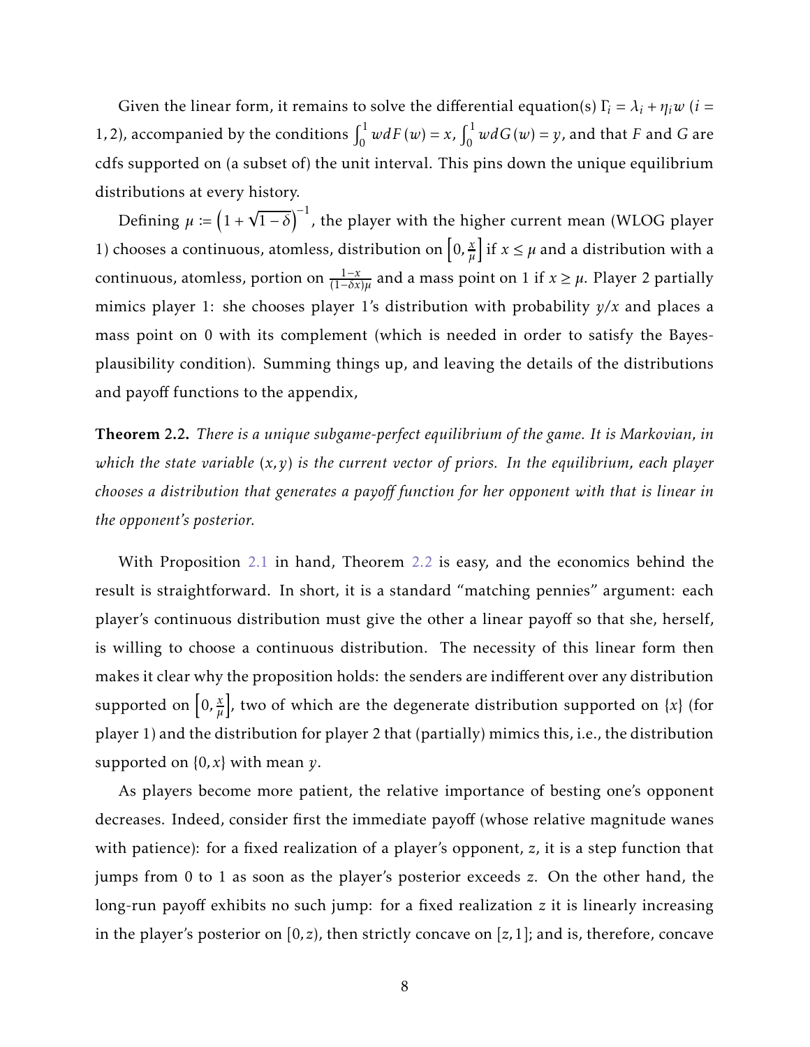Given the linear form, it remains to solve the differential equation(s) $\Gamma_i = \lambda_i + \eta_i w$ ($i = 1,2$), accompanied by the conditions $\int_0^1 w dF(w) = x$, $\int_0^1 w dG(w) = y$, and that $F$ and $G$ are cdfs supported on (a subset of) the unit interval. This pins down the unique equilibrium distributions at every history.

Defining $\mu := \left(1+\sqrt{1-\delta}\right)^{-1}$, the player with the higher current mean (WLOG player 1) chooses a continuous, atomless, distribution on $\left[0, \frac{x}{\mu}\right]$ if $x \leq \mu$ and a distribution with a continuous, atomless, portion on $\frac{1-x}{(1-\delta x)\mu}$ and a mass point on 1 if $x \geq \mu$. Player 2 partially mimics player 1: she chooses player 1's distribution with probability $y/x$ and places a mass point on 0 with its complement (which is needed in order to satisfy the Bayes-plausibility condition). Summing things up, and leaving the details of the distributions and payoff functions to the appendix,

**Theorem 2.2.** *There is a unique subgame-perfect equilibrium of the game. It is Markovian, in which the state variable $(x,y)$ is the current vector of priors. In the equilibrium, each player chooses a distribution that generates a payoff function for her opponent with that is linear in the opponent's posterior.*

With Proposition 2.1 in hand, Theorem 2.2 is easy, and the economics behind the result is straightforward. In short, it is a standard "matching pennies" argument: each player's continuous distribution must give the other a linear payoff so that she, herself, is willing to choose a continuous distribution. The necessity of this linear form then makes it clear why the proposition holds: the senders are indifferent over any distribution supported on $\left[0, \frac{x}{\mu}\right]$, two of which are the degenerate distribution supported on $\{x\}$ (for player 1) and the distribution for player 2 that (partially) mimics this, i.e., the distribution supported on $\{0, x\}$ with mean $y$.

As players become more patient, the relative importance of besting one's opponent decreases. Indeed, consider first the immediate payoff (whose relative magnitude wanes with patience): for a fixed realization of a player's opponent, $z$, it is a step function that jumps from 0 to 1 as soon as the player's posterior exceeds $z$. On the other hand, the long-run payoff exhibits no such jump: for a fixed realization $z$ it is linearly increasing in the player's posterior on $[0, z)$, then strictly concave on $[z, 1]$; and is, therefore, concave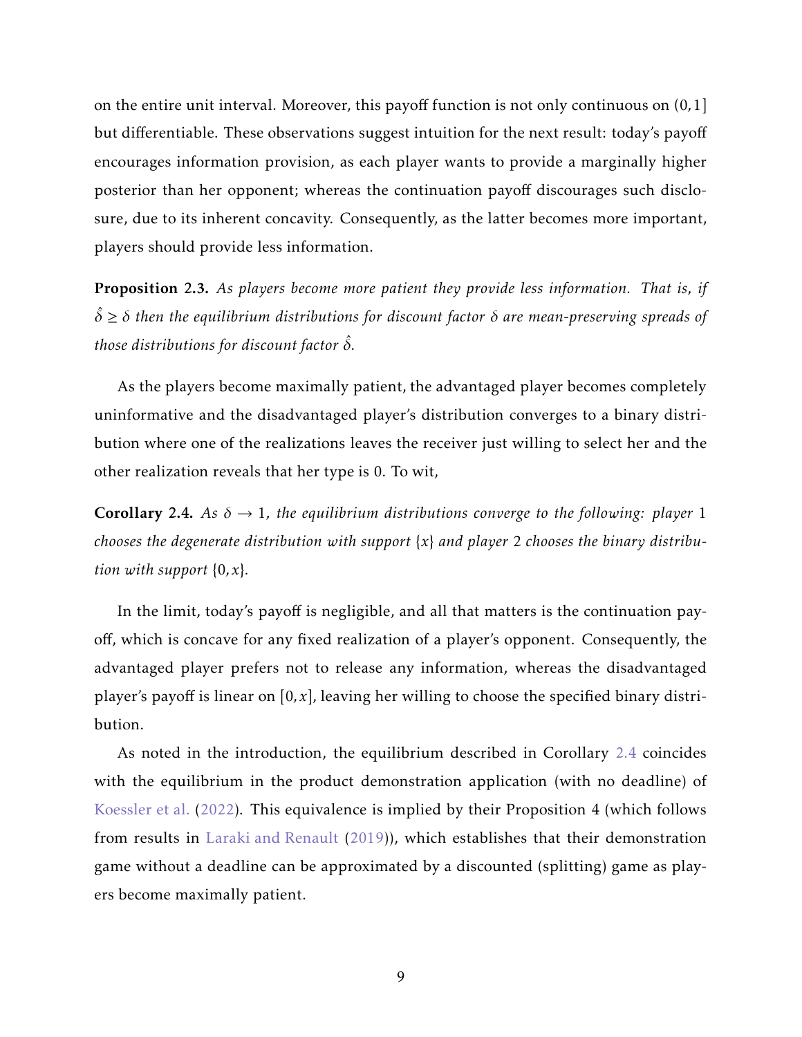on the entire unit interval. Moreover, this payoff function is not only continuous on $(0,1]$ but differentiable. These observations suggest intuition for the next result: today's payoff encourages information provision, as each player wants to provide a marginally higher posterior than her opponent; whereas the continuation payoff discourages such disclosure, due to its inherent concavity. Consequently, as the latter becomes more important, players should provide less information.

**Proposition 2.3.** *As players become more patient they provide less information. That is, if $\hat{\delta} \geq \delta$ then the equilibrium distributions for discount factor $\delta$ are mean-preserving spreads of those distributions for discount factor $\hat{\delta}$.*

As the players become maximally patient, the advantaged player becomes completely uninformative and the disadvantaged player's distribution converges to a binary distribution where one of the realizations leaves the receiver just willing to select her and the other realization reveals that her type is 0. To wit,

**Corollary 2.4.** *As $\delta \to 1$, the equilibrium distributions converge to the following: player 1 chooses the degenerate distribution with support $\{x\}$ and player 2 chooses the binary distribution with support $\{0, x\}$.*

In the limit, today's payoff is negligible, and all that matters is the continuation payoff, which is concave for any fixed realization of a player's opponent. Consequently, the advantaged player prefers not to release any information, whereas the disadvantaged player's payoff is linear on $[0, x]$, leaving her willing to choose the specified binary distribution.

As noted in the introduction, the equilibrium described in Corollary 2.4 coincides with the equilibrium in the product demonstration application (with no deadline) of Koessler et al. (2022). This equivalence is implied by their Proposition 4 (which follows from results in Laraki and Renault (2019)), which establishes that their demonstration game without a deadline can be approximated by a discounted (splitting) game as players become maximally patient.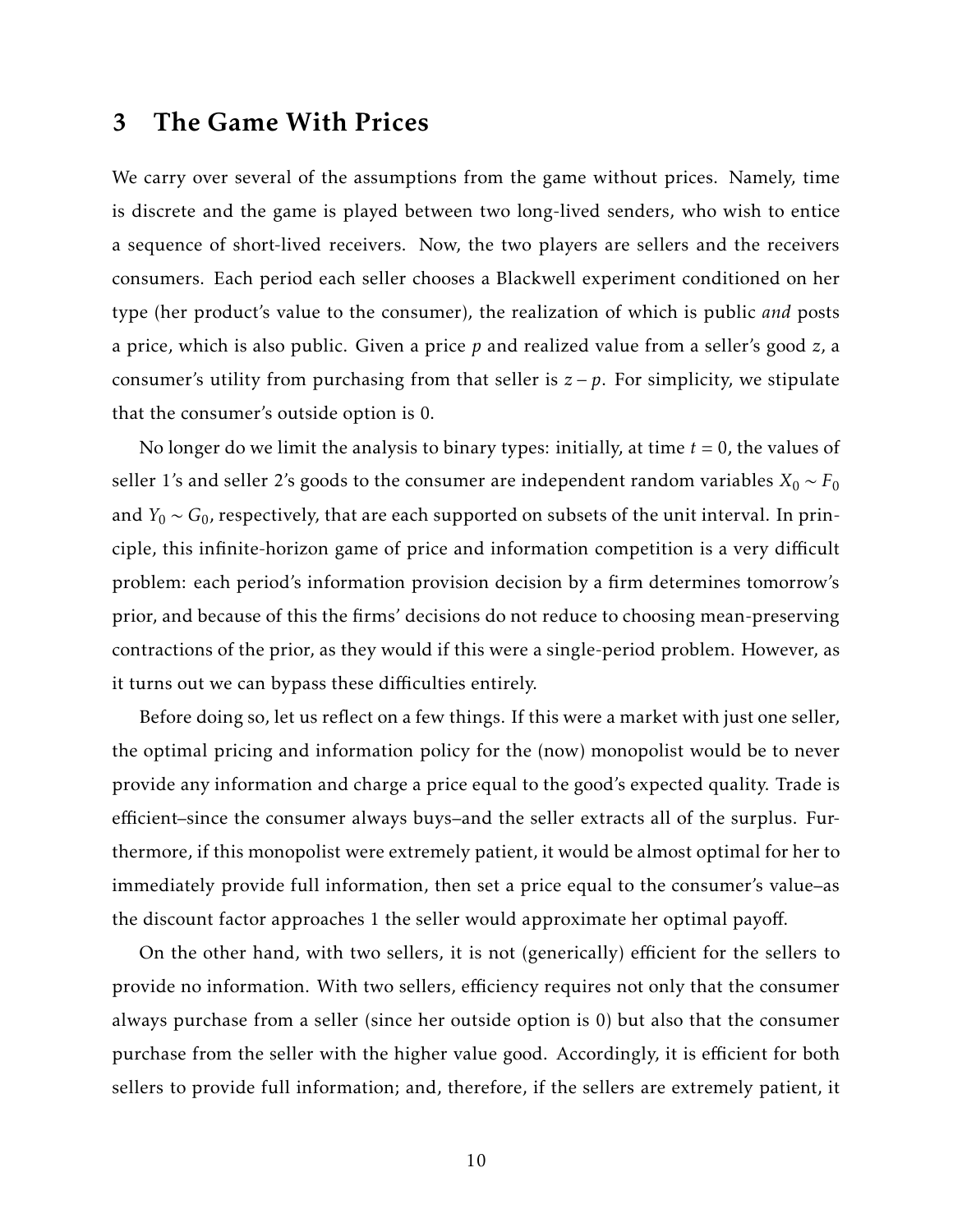## 3 The Game With Prices

We carry over several of the assumptions from the game without prices. Namely, time is discrete and the game is played between two long-lived senders, who wish to entice a sequence of short-lived receivers. Now, the two players are sellers and the receivers consumers. Each period each seller chooses a Blackwell experiment conditioned on her type (her product's value to the consumer), the realization of which is public *and* posts a price, which is also public. Given a price $p$ and realized value from a seller's good $z$, a consumer's utility from purchasing from that seller is $z - p$. For simplicity, we stipulate that the consumer's outside option is 0.

No longer do we limit the analysis to binary types: initially, at time $t = 0$, the values of seller 1's and seller 2's goods to the consumer are independent random variables $X_0 \sim F_0$ and $Y_0 \sim G_0$, respectively, that are each supported on subsets of the unit interval. In principle, this infinite-horizon game of price and information competition is a very difficult problem: each period's information provision decision by a firm determines tomorrow's prior, and because of this the firms' decisions do not reduce to choosing mean-preserving contractions of the prior, as they would if this were a single-period problem. However, as it turns out we can bypass these difficulties entirely.

Before doing so, let us reflect on a few things. If this were a market with just one seller, the optimal pricing and information policy for the (now) monopolist would be to never provide any information and charge a price equal to the good's expected quality. Trade is efficient–since the consumer always buys–and the seller extracts all of the surplus. Furthermore, if this monopolist were extremely patient, it would be almost optimal for her to immediately provide full information, then set a price equal to the consumer's value–as the discount factor approaches 1 the seller would approximate her optimal payoff.

On the other hand, with two sellers, it is not (generically) efficient for the sellers to provide no information. With two sellers, efficiency requires not only that the consumer always purchase from a seller (since her outside option is 0) but also that the consumer purchase from the seller with the higher value good. Accordingly, it is efficient for both sellers to provide full information; and, therefore, if the sellers are extremely patient, it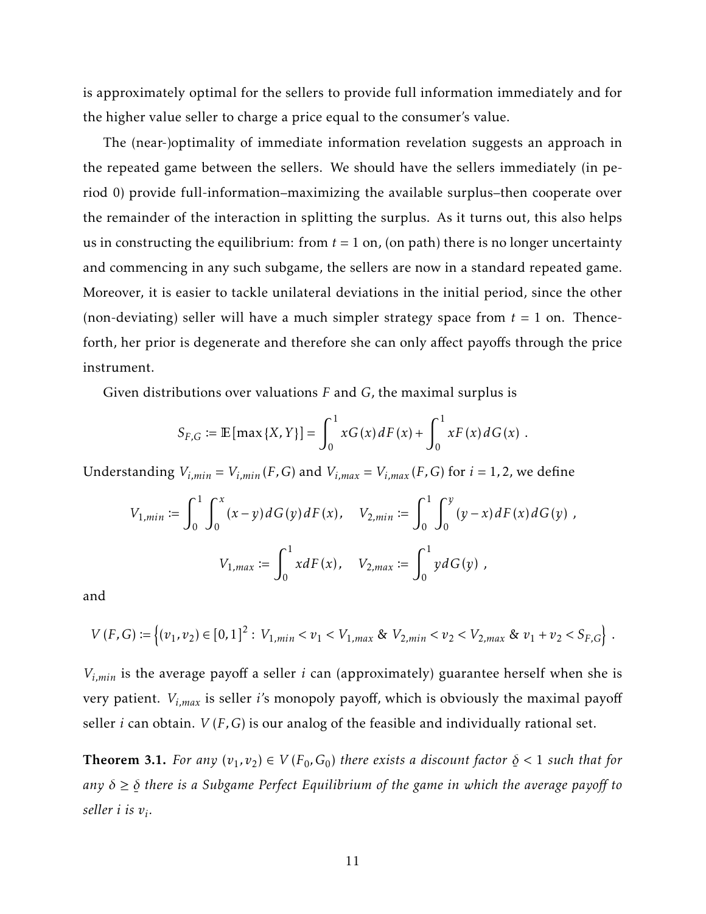is approximately optimal for the sellers to provide full information immediately and for the higher value seller to charge a price equal to the consumer's value.

The (near-)optimality of immediate information revelation suggests an approach in the repeated game between the sellers. We should have the sellers immediately (in period 0) provide full-information–maximizing the available surplus–then cooperate over the remainder of the interaction in splitting the surplus. As it turns out, this also helps us in constructing the equilibrium: from $t = 1$ on, (on path) there is no longer uncertainty and commencing in any such subgame, the sellers are now in a standard repeated game. Moreover, it is easier to tackle unilateral deviations in the initial period, since the other (non-deviating) seller will have a much simpler strategy space from $t = 1$ on. Thenceforth, her prior is degenerate and therefore she can only affect payoffs through the price instrument.

Given distributions over valuations $F$ and $G$, the maximal surplus is

$$S_{F,G} := \mathbb{E}\left[\max\{X, Y\}\right] = \int_0^1 xG(x)\,dF(x) + \int_0^1 xF(x)\,dG(x) \ .$$

Understanding $V_{i,min} = V_{i,min}(F,G)$ and $V_{i,max} = V_{i,max}(F,G)$ for $i = 1,2$, we define

$$V_{1,min} := \int_0^1 \int_0^x (x-y)\,dG(y)\,dF(x), \quad V_{2,min} := \int_0^1 \int_0^y (y-x)\,dF(x)\,dG(y) \ ,$$

$$V_{1,max} := \int_0^1 x\,dF(x), \quad V_{2,max} := \int_0^1 y\,dG(y) \ ,$$

and

$$V(F,G) := \left\{(v_1, v_2) \in [0,1]^2 : V_{1,min} < v_1 < V_{1,max} \ \& \ V_{2,min} < v_2 < V_{2,max} \ \& \ v_1 + v_2 < S_{F,G}\right\} \ .$$

$V_{i,min}$ is the average payoff a seller $i$ can (approximately) guarantee herself when she is very patient. $V_{i,max}$ is seller $i$'s monopoly payoff, which is obviously the maximal payoff seller $i$ can obtain. $V(F,G)$ is our analog of the feasible and individually rational set.

**Theorem 3.1.** *For any $(v_1, v_2) \in V(F_0, G_0)$ there exists a discount factor $\underline{\delta} < 1$ such that for any $\delta \geq \underline{\delta}$ there is a Subgame Perfect Equilibrium of the game in which the average payoff to seller $i$ is $v_i$.*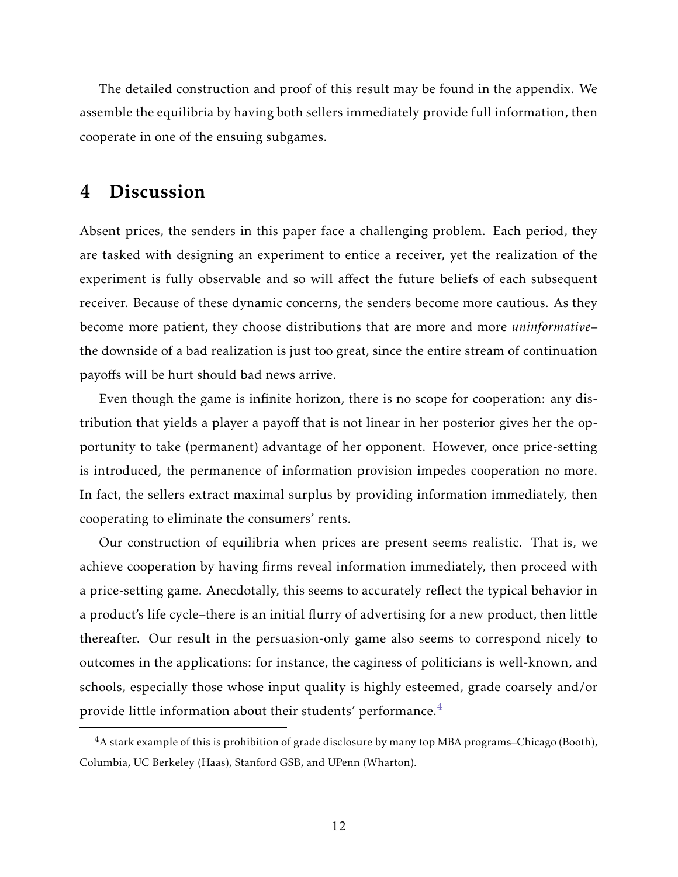The detailed construction and proof of this result may be found in the appendix. We assemble the equilibria by having both sellers immediately provide full information, then cooperate in one of the ensuing subgames.

# 4 Discussion

Absent prices, the senders in this paper face a challenging problem. Each period, they are tasked with designing an experiment to entice a receiver, yet the realization of the experiment is fully observable and so will affect the future beliefs of each subsequent receiver. Because of these dynamic concerns, the senders become more cautious. As they become more patient, they choose distributions that are more and more *uninformative*–the downside of a bad realization is just too great, since the entire stream of continuation payoffs will be hurt should bad news arrive.

Even though the game is infinite horizon, there is no scope for cooperation: any distribution that yields a player a payoff that is not linear in her posterior gives her the opportunity to take (permanent) advantage of her opponent. However, once price-setting is introduced, the permanence of information provision impedes cooperation no more. In fact, the sellers extract maximal surplus by providing information immediately, then cooperating to eliminate the consumers' rents.

Our construction of equilibria when prices are present seems realistic. That is, we achieve cooperation by having firms reveal information immediately, then proceed with a price-setting game. Anecdotally, this seems to accurately reflect the typical behavior in a product's life cycle–there is an initial flurry of advertising for a new product, then little thereafter. Our result in the persuasion-only game also seems to correspond nicely to outcomes in the applications: for instance, the caginess of politicians is well-known, and schools, especially those whose input quality is highly esteemed, grade coarsely and/or provide little information about their students' performance.[4]

[4] A stark example of this is prohibition of grade disclosure by many top MBA programs–Chicago (Booth), Columbia, UC Berkeley (Haas), Stanford GSB, and UPenn (Wharton).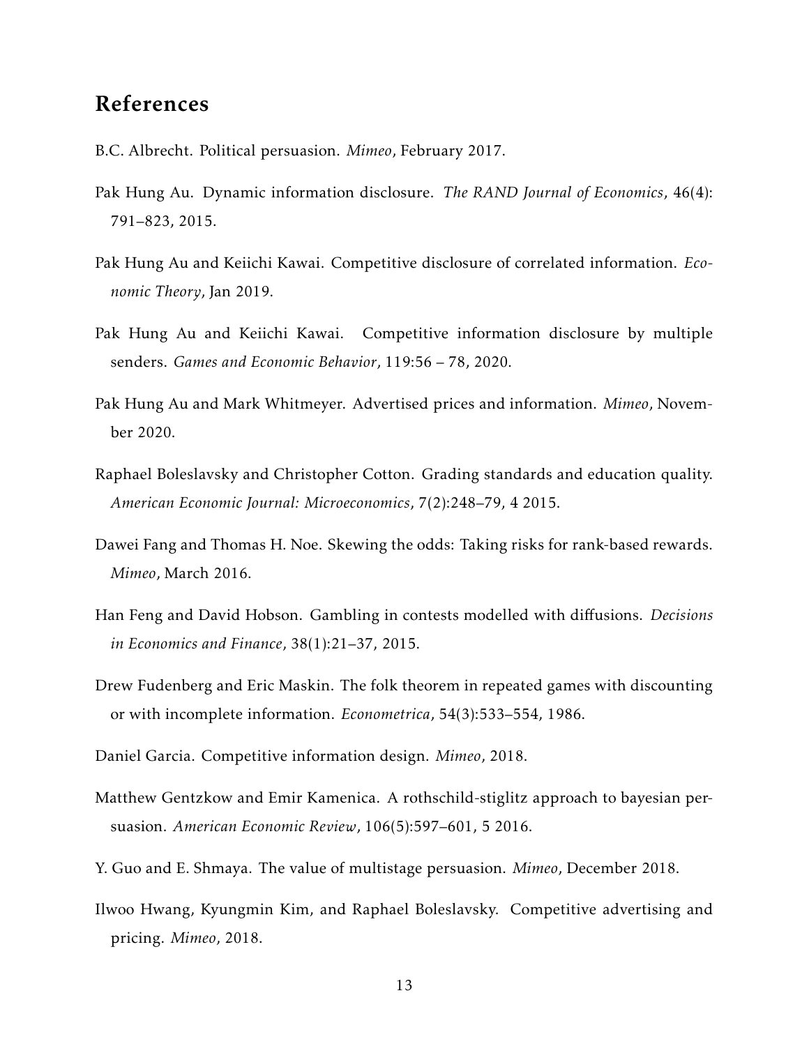## References

B.C. Albrecht. Political persuasion. *Mimeo*, February 2017.

Pak Hung Au. Dynamic information disclosure. *The RAND Journal of Economics*, 46(4): 791–823, 2015.

Pak Hung Au and Keiichi Kawai. Competitive disclosure of correlated information. *Economic Theory*, Jan 2019.

Pak Hung Au and Keiichi Kawai. Competitive information disclosure by multiple senders. *Games and Economic Behavior*, 119:56 – 78, 2020.

Pak Hung Au and Mark Whitmeyer. Advertised prices and information. *Mimeo*, November 2020.

Raphael Boleslavsky and Christopher Cotton. Grading standards and education quality. *American Economic Journal: Microeconomics*, 7(2):248–79, 4 2015.

Dawei Fang and Thomas H. Noe. Skewing the odds: Taking risks for rank-based rewards. *Mimeo*, March 2016.

Han Feng and David Hobson. Gambling in contests modelled with diffusions. *Decisions in Economics and Finance*, 38(1):21–37, 2015.

Drew Fudenberg and Eric Maskin. The folk theorem in repeated games with discounting or with incomplete information. *Econometrica*, 54(3):533–554, 1986.

Daniel Garcia. Competitive information design. *Mimeo*, 2018.

Matthew Gentzkow and Emir Kamenica. A rothschild-stiglitz approach to bayesian persuasion. *American Economic Review*, 106(5):597–601, 5 2016.

Y. Guo and E. Shmaya. The value of multistage persuasion. *Mimeo*, December 2018.

Ilwoo Hwang, Kyungmin Kim, and Raphael Boleslavsky. Competitive advertising and pricing. *Mimeo*, 2018.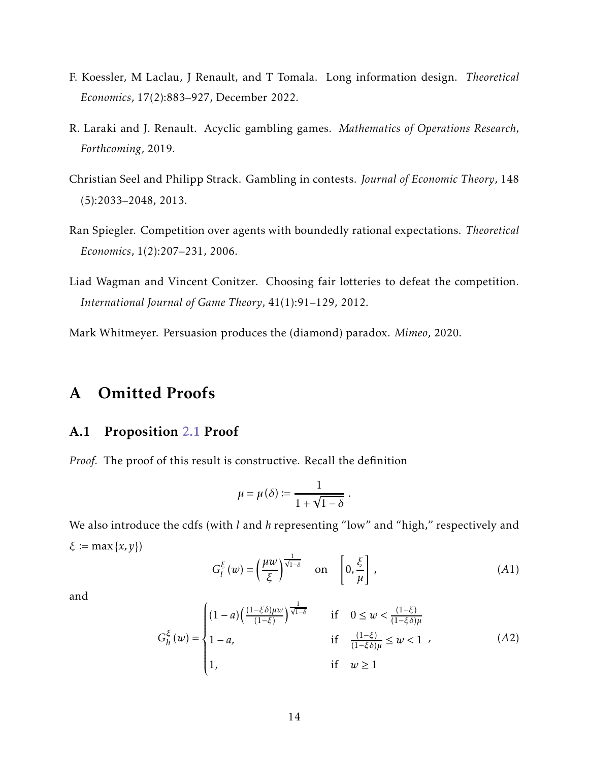F. Koessler, M Laclau, J Renault, and T Tomala. Long information design. *Theoretical Economics*, 17(2):883–927, December 2022.

R. Laraki and J. Renault. Acyclic gambling games. *Mathematics of Operations Research*, *Forthcoming*, 2019.

Christian Seel and Philipp Strack. Gambling in contests. *Journal of Economic Theory*, 148 (5):2033–2048, 2013.

Ran Spiegler. Competition over agents with boundedly rational expectations. *Theoretical Economics*, 1(2):207–231, 2006.

Liad Wagman and Vincent Conitzer. Choosing fair lotteries to defeat the competition. *International Journal of Game Theory*, 41(1):91–129, 2012.

Mark Whitmeyer. Persuasion produces the (diamond) paradox. *Mimeo*, 2020.

# A Omitted Proofs

## A.1 Proposition 2.1 Proof

*Proof.* The proof of this result is constructive. Recall the definition

$$\mu = \mu(\delta) := \frac{1}{1+\sqrt{1-\delta}} \ .$$

We also introduce the cdfs (with $l$ and $h$ representing "low" and "high," respectively and $\xi := \max\{x, y\}$)

$$G_l^{\xi}(w) = \left(\frac{\mu w}{\xi}\right)^{\frac{1}{\sqrt{1-\delta}}} \quad \text{on} \quad \left[0, \frac{\xi}{\mu}\right], \tag{A1}$$

and

$$G_h^{\xi}(w) = \begin{cases} (1-a)\left(\frac{(1-\xi\delta)\mu w}{(1-\xi)}\right)^{\frac{1}{\sqrt{1-\delta}}} & \text{if} \quad 0 \leq w < \frac{(1-\xi)}{(1-\xi\delta)\mu} \\ 1-a, & \text{if} \quad \frac{(1-\xi)}{(1-\xi\delta)\mu} \leq w < 1 \\ 1, & \text{if} \quad w \geq 1 \end{cases}, \tag{A2}$$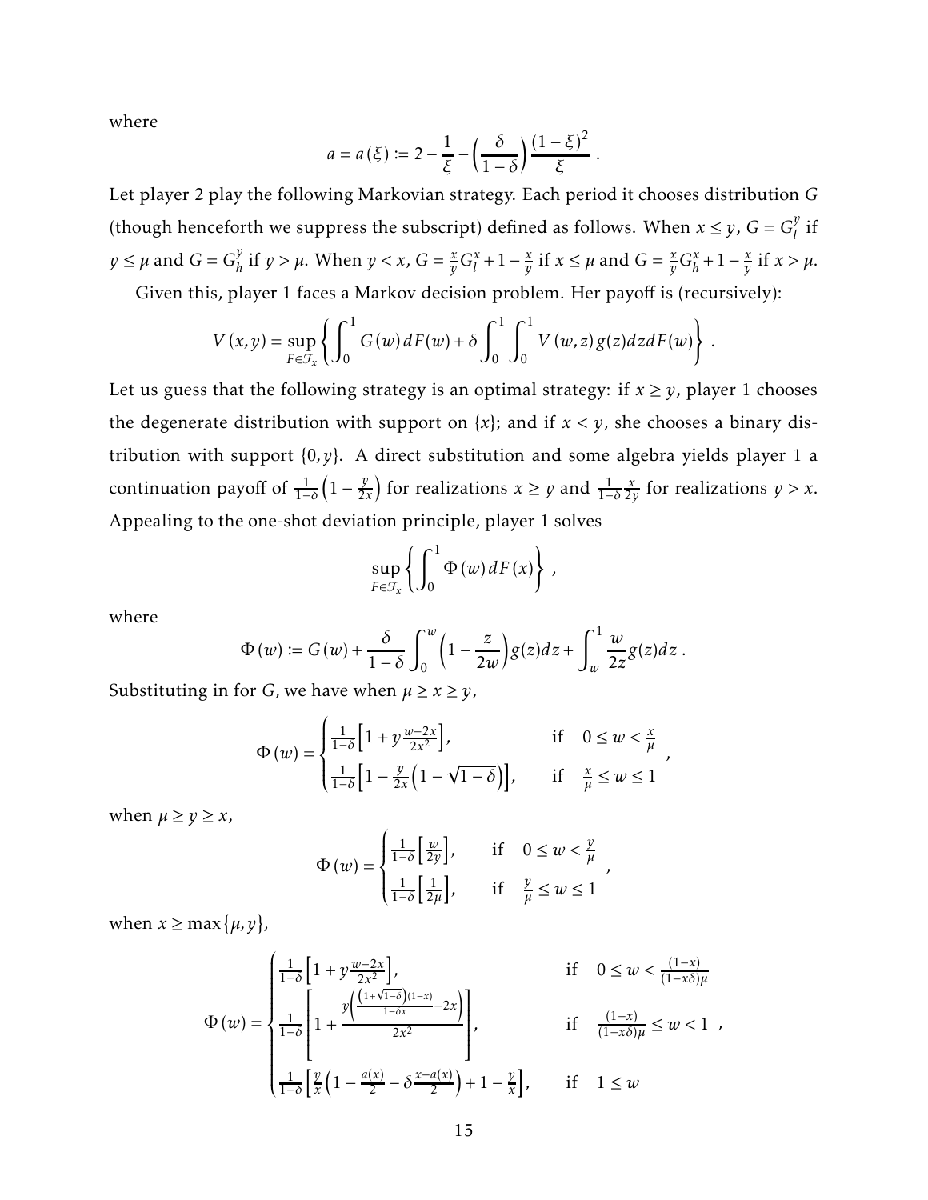where

$$a = a(\xi) := 2 - \frac{1}{\xi} - \left(\frac{\delta}{1-\delta}\right)\frac{(1-\xi)^2}{\xi} .$$

Let player 2 play the following Markovian strategy. Each period it chooses distribution $G$ (though henceforth we suppress the subscript) defined as follows. When $x \leq y$, $G = G_l^y$ if $y \leq \mu$ and $G = G_h^y$ if $y > \mu$. When $y < x$, $G = \frac{x}{y}G_l^x + 1 - \frac{x}{y}$ if $x \leq \mu$ and $G = \frac{x}{y}G_h^x + 1 - \frac{x}{y}$ if $x > \mu$.

Given this, player 1 faces a Markov decision problem. Her payoff is (recursively):

$$V(x,y) = \sup_{F \in \mathcal{F}_x}\left\{\int_0^1 G(w)\,dF(w) + \delta\int_0^1\int_0^1 V(w,z)\,g(z)\,dz\,dF(w)\right\} .$$

Let us guess that the following strategy is an optimal strategy: if $x \geq y$, player 1 chooses the degenerate distribution with support on $\{x\}$; and if $x < y$, she chooses a binary distribution with support $\{0, y\}$. A direct substitution and some algebra yields player 1 a continuation payoff of $\frac{1}{1-\delta}\left(1 - \frac{y}{2x}\right)$ for realizations $x \geq y$ and $\frac{1}{1-\delta}\frac{x}{2y}$ for realizations $y > x$. Appealing to the one-shot deviation principle, player 1 solves

$$\sup_{F \in \mathcal{F}_x}\left\{\int_0^1 \Phi(w)\,dF(x)\right\} ,$$

where

$$\Phi(w) := G(w) + \frac{\delta}{1-\delta}\int_0^w\left(1 - \frac{z}{2w}\right)g(z)\,dz + \int_w^1 \frac{w}{2z}g(z)\,dz .$$

Substituting in for $G$, we have when $\mu \geq x \geq y$,

$$\Phi(w) = \begin{cases} \frac{1}{1-\delta}\left[1 + y\frac{w-2x}{2x^2}\right], & \text{if} \quad 0 \leq w < \frac{x}{\mu} \\ \frac{1}{1-\delta}\left[1 - \frac{y}{2x}\left(1 - \sqrt{1-\delta}\right)\right], & \text{if} \quad \frac{x}{\mu} \leq w \leq 1 \end{cases} ,$$

when $\mu \geq y \geq x$,

$$\Phi(w) = \begin{cases} \frac{1}{1-\delta}\left[\frac{w}{2y}\right], & \text{if} \quad 0 \leq w < \frac{y}{\mu} \\ \frac{1}{1-\delta}\left[\frac{1}{2\mu}\right], & \text{if} \quad \frac{y}{\mu} \leq w \leq 1 \end{cases} ,$$

when $x \geq \max\{\mu, y\}$,

$$\Phi(w) = \begin{cases} \frac{1}{1-\delta}\left[1 + y\frac{w-2x}{2x^2}\right], & \text{if} \quad 0 \leq w < \frac{(1-x)}{(1-x\delta)\mu} \\ \frac{1}{1-\delta}\left[1 + \frac{y\left(\frac{\left(1+\sqrt{1-\delta}\right)(1-x)}{1-\delta x} - 2x\right)}{2x^2}\right], & \text{if} \quad \frac{(1-x)}{(1-x\delta)\mu} \leq w < 1 \\ \frac{1}{1-\delta}\left[\frac{y}{x}\left(1 - \frac{a(x)}{2} - \delta\frac{x-a(x)}{2}\right) + 1 - \frac{y}{x}\right], & \text{if} \quad 1 \leq w \end{cases} ,$$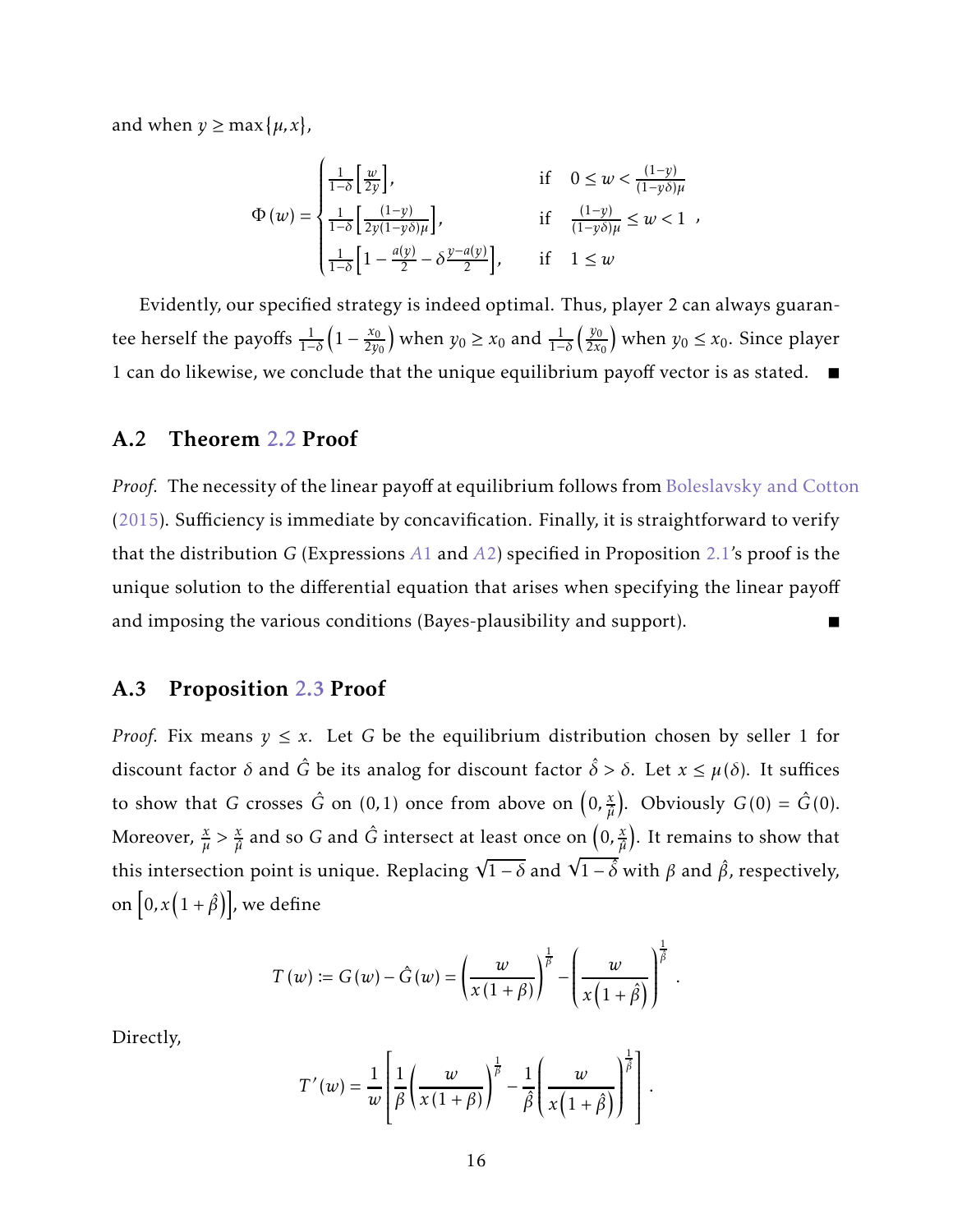and when $y \geq \max\{\mu, x\}$,

$$
\Phi(w) = \begin{cases} \frac{1}{1-\delta}\left[\frac{w}{2y}\right], & \text{if} \quad 0 \leq w < \frac{(1-y)}{(1-y\delta)\mu} \\ \frac{1}{1-\delta}\left[\frac{(1-y)}{2y(1-y\delta)\mu}\right], & \text{if} \quad \frac{(1-y)}{(1-y\delta)\mu} \leq w < 1 \\ \frac{1}{1-\delta}\left[1 - \frac{a(y)}{2} - \delta\frac{y-a(y)}{2}\right], & \text{if} \quad 1 \leq w \end{cases},
$$

Evidently, our specified strategy is indeed optimal. Thus, player 2 can always guarantee herself the payoffs $\frac{1}{1-\delta}\left(1 - \frac{x_0}{2y_0}\right)$ when $y_0 \geq x_0$ and $\frac{1}{1-\delta}\left(\frac{y_0}{2x_0}\right)$ when $y_0 \leq x_0$. Since player 1 can do likewise, we conclude that the unique equilibrium payoff vector is as stated. ■

## A.2 Theorem 2.2 Proof

*Proof.* The necessity of the linear payoff at equilibrium follows from Boleslavsky and Cotton (2015). Sufficiency is immediate by concavification. Finally, it is straightforward to verify that the distribution $G$ (Expressions $A1$ and $A2$) specified in Proposition 2.1's proof is the unique solution to the differential equation that arises when specifying the linear payoff and imposing the various conditions (Bayes-plausibility and support). ■

## A.3 Proposition 2.3 Proof

*Proof.* Fix means $y \leq x$. Let $G$ be the equilibrium distribution chosen by seller 1 for discount factor $\delta$ and $\hat{G}$ be its analog for discount factor $\hat{\delta} > \delta$. Let $x \leq \mu(\delta)$. It suffices to show that $G$ crosses $\hat{G}$ on $(0,1)$ once from above on $\left(0, \frac{x}{\mu}\right)$. Obviously $G(0) = \hat{G}(0)$. Moreover, $\frac{x}{\mu} > \frac{x}{\hat{\mu}}$ and so $G$ and $\hat{G}$ intersect at least once on $\left(0, \frac{x}{\hat{\mu}}\right)$. It remains to show that this intersection point is unique. Replacing $\sqrt{1-\delta}$ and $\sqrt{1-\hat{\delta}}$ with $\beta$ and $\hat{\beta}$, respectively, on $\left[0, x\left(1+\hat{\beta}\right)\right]$, we define

$$
T(w) := G(w) - \hat{G}(w) = \left(\frac{w}{x(1+\beta)}\right)^{\frac{1}{\beta}} - \left(\frac{w}{x\left(1+\hat{\beta}\right)}\right)^{\frac{1}{\hat{\beta}}}.
$$

Directly,

$$
T'(w) = \frac{1}{w}\left[\frac{1}{\beta}\left(\frac{w}{x(1+\beta)}\right)^{\frac{1}{\beta}} - \frac{1}{\hat{\beta}}\left(\frac{w}{x\left(1+\hat{\beta}\right)}\right)^{\frac{1}{\hat{\beta}}}\right].
$$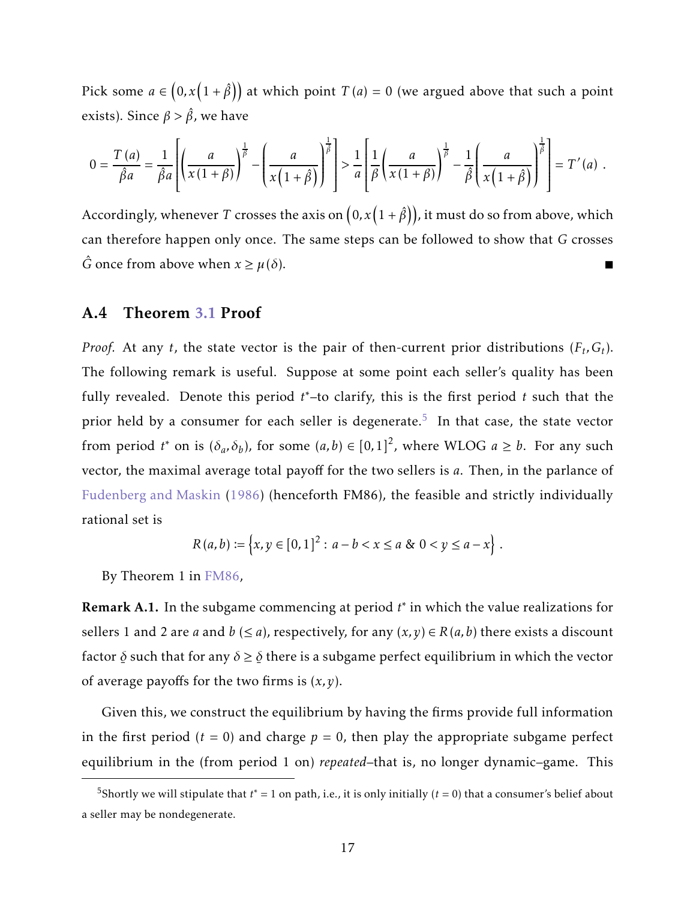Pick some $a \in \left(0, x\left(1+\hat{\beta}\right)\right)$ at which point $T(a) = 0$ (we argued above that such a point exists). Since $\beta > \hat{\beta}$, we have

$$0 = \frac{T(a)}{\hat{\beta} a} = \frac{1}{\hat{\beta} a}\left[\left(\frac{a}{x(1+\beta)}\right)^{\frac{1}{\beta}} - \left(\frac{a}{x\left(1+\hat{\beta}\right)}\right)^{\frac{1}{\hat{\beta}}}\right] > \frac{1}{a}\left[\frac{1}{\beta}\left(\frac{a}{x(1+\beta)}\right)^{\frac{1}{\beta}} - \frac{1}{\hat{\beta}}\left(\frac{a}{x\left(1+\hat{\beta}\right)}\right)^{\frac{1}{\hat{\beta}}}\right] = T'(a) \ .$$

Accordingly, whenever $T$ crosses the axis on $\left(0, x\left(1+\hat{\beta}\right)\right)$, it must do so from above, which can therefore happen only once. The same steps can be followed to show that $G$ crosses $\hat{G}$ once from above when $x \geq \mu(\delta)$. ∎

## A.4 Theorem 3.1 Proof

*Proof.* At any $t$, the state vector is the pair of then-current prior distributions $(F_t, G_t)$. The following remark is useful. Suppose at some point each seller's quality has been fully revealed. Denote this period $t^*$–to clarify, this is the first period $t$ such that the prior held by a consumer for each seller is degenerate.[5] In that case, the state vector from period $t^*$ on is $(\delta_a, \delta_b)$, for some $(a,b) \in [0,1]^2$, where WLOG $a \geq b$. For any such vector, the maximal average total payoff for the two sellers is $a$. Then, in the parlance of Fudenberg and Maskin (1986) (henceforth FM86), the feasible and strictly individually rational set is

$$R(a,b) := \left\{x, y \in [0,1]^2 : a - b < x \leq a \ \& \ 0 < y \leq a - x\right\} .$$

By Theorem 1 in FM86,

**Remark A.1.** In the subgame commencing at period $t^*$ in which the value realizations for sellers 1 and 2 are $a$ and $b$ $(\leq a)$, respectively, for any $(x,y) \in R(a,b)$ there exists a discount factor $\underset{\sim}{\delta}$ such that for any $\delta \geq \underset{\sim}{\delta}$ there is a subgame perfect equilibrium in which the vector of average payoffs for the two firms is $(x,y)$.

Given this, we construct the equilibrium by having the firms provide full information in the first period ($t = 0$) and charge $p = 0$, then play the appropriate subgame perfect equilibrium in the (from period 1 on) *repeated*–that is, no longer dynamic–game. This

[5] Shortly we will stipulate that $t^* = 1$ on path, i.e., it is only initially ($t = 0$) that a consumer's belief about a seller may be nondegenerate.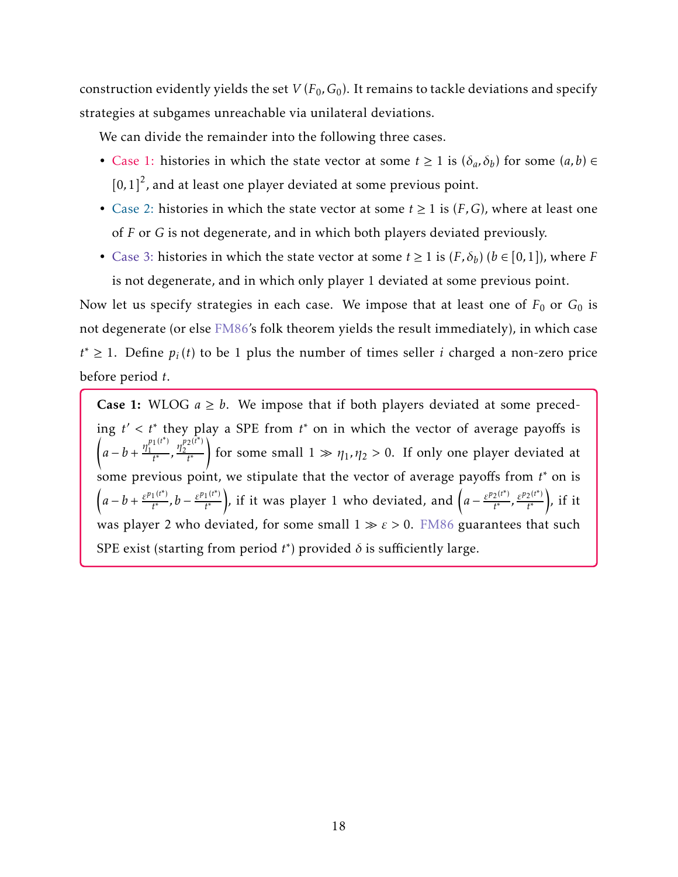construction evidently yields the set $V(F_0, G_0)$. It remains to tackle deviations and specify strategies at subgames unreachable via unilateral deviations.

We can divide the remainder into the following three cases.

- Case 1: histories in which the state vector at some $t \geq 1$ is $(\delta_a, \delta_b)$ for some $(a, b) \in [0,1]^2$, and at least one player deviated at some previous point.
- Case 2: histories in which the state vector at some $t \geq 1$ is $(F, G)$, where at least one of $F$ or $G$ is not degenerate, and in which both players deviated previously.
- Case 3: histories in which the state vector at some $t \geq 1$ is $(F, \delta_b)$ ($b \in [0,1]$), where $F$ is not degenerate, and in which only player 1 deviated at some previous point.

Now let us specify strategies in each case. We impose that at least one of $F_0$ or $G_0$ is not degenerate (or else FM86's folk theorem yields the result immediately), in which case $t^* \geq 1$. Define $p_i(t)$ to be 1 plus the number of times seller $i$ charged a non-zero price before period $t$.

**Case 1:** WLOG $a \geq b$. We impose that if both players deviated at some preceding $t' < t^*$ they play a SPE from $t^*$ on in which the vector of average payoffs is $\left(a - b + \frac{\eta_1^{p_1(t^*)}}{t^*}, \frac{\eta_2^{p_2(t^*)}}{t^*}\right)$ for some small $1 \gg \eta_1, \eta_2 > 0$. If only one player deviated at some previous point, we stipulate that the vector of average payoffs from $t^*$ on is $\left(a - b + \frac{\varepsilon^{p_1(t^*)}}{t^*}, b - \frac{\varepsilon^{p_1(t^*)}}{t^*}\right)$, if it was player 1 who deviated, and $\left(a - \frac{\varepsilon^{p_2(t^*)}}{t^*}, \frac{\varepsilon^{p_2(t^*)}}{t^*}\right)$, if it was player 2 who deviated, for some small $1 \gg \varepsilon > 0$. FM86 guarantees that such SPE exist (starting from period $t^*$) provided $\delta$ is sufficiently large.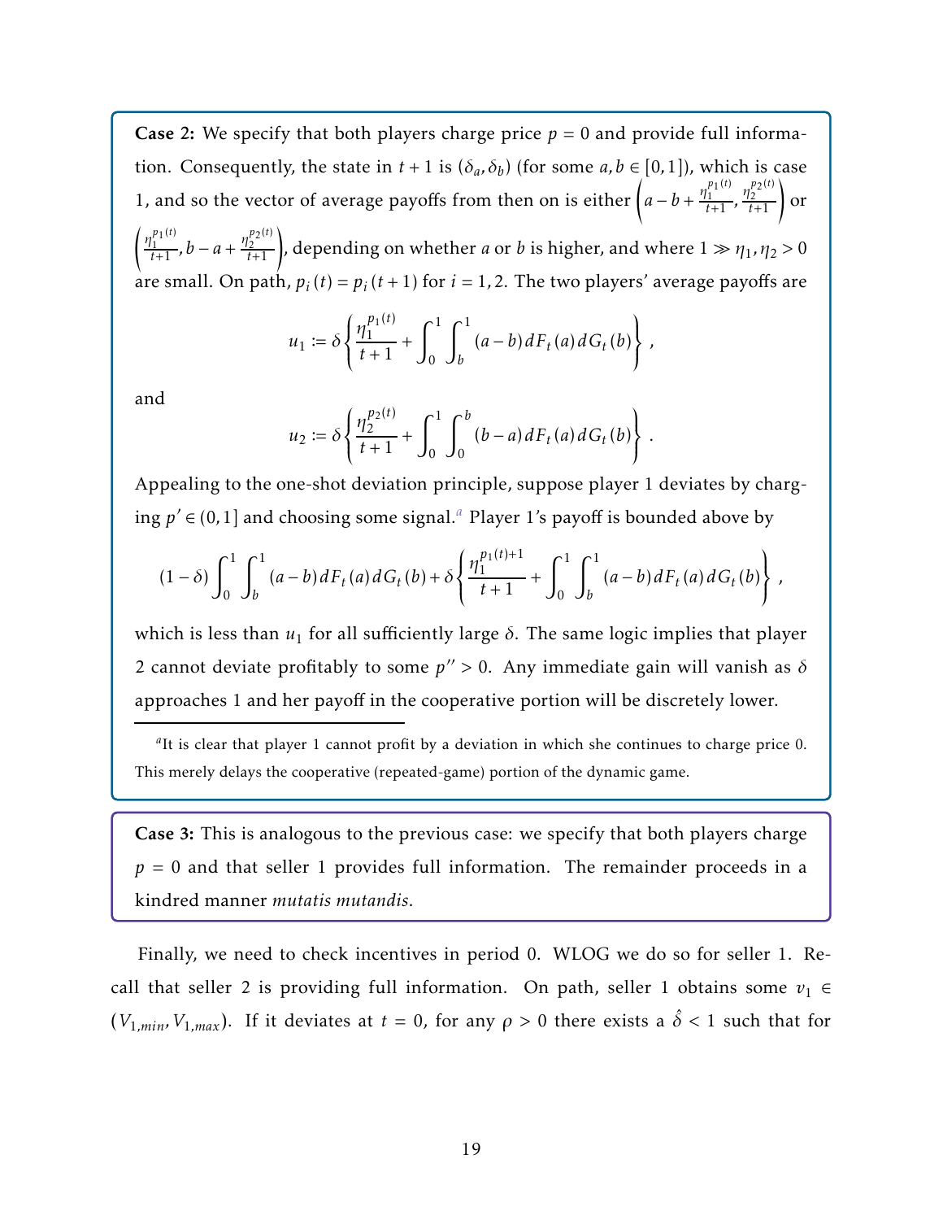**Case 2:** We specify that both players charge price $p = 0$ and provide full information. Consequently, the state in $t+1$ is $(\delta_a, \delta_b)$ (for some $a, b \in [0,1]$), which is case 1, and so the vector of average payoffs from then on is either $\left(a - b + \frac{\eta_1^{p_1(t)}}{t+1}, \frac{\eta_2^{p_2(t)}}{t+1}\right)$ or $\left(\frac{\eta_1^{p_1(t)}}{t+1}, b - a + \frac{\eta_2^{p_2(t)}}{t+1}\right)$, depending on whether $a$ or $b$ is higher, and where $1 \gg \eta_1, \eta_2 > 0$ are small. On path, $p_i(t) = p_i(t+1)$ for $i = 1, 2$. The two players' average payoffs are

$$u_1 := \delta \left\{ \frac{\eta_1^{p_1(t)}}{t+1} + \int_0^1 \int_b^1 (a-b) \, dF_t(a) \, dG_t(b) \right\},$$

and

$$u_2 := \delta \left\{ \frac{\eta_2^{p_2(t)}}{t+1} + \int_0^1 \int_0^b (b-a) \, dF_t(a) \, dG_t(b) \right\}.$$

Appealing to the one-shot deviation principle, suppose player 1 deviates by charging $p' \in (0,1]$ and choosing some signal.[a] Player 1's payoff is bounded above by

$$(1-\delta) \int_0^1 \int_b^1 (a-b) \, dF_t(a) \, dG_t(b) + \delta \left\{ \frac{\eta_1^{p_1(t)+1}}{t+1} + \int_0^1 \int_b^1 (a-b) \, dF_t(a) \, dG_t(b) \right\},$$

which is less than $u_1$ for all sufficiently large $\delta$. The same logic implies that player 2 cannot deviate profitably to some $p'' > 0$. Any immediate gain will vanish as $\delta$ approaches 1 and her payoff in the cooperative portion will be discretely lower.

[a] It is clear that player 1 cannot profit by a deviation in which she continues to charge price 0. This merely delays the cooperative (repeated-game) portion of the dynamic game.

**Case 3:** This is analogous to the previous case: we specify that both players charge $p = 0$ and that seller 1 provides full information. The remainder proceeds in a kindred manner *mutatis mutandis*.

Finally, we need to check incentives in period 0. WLOG we do so for seller 1. Recall that seller 2 is providing full information. On path, seller 1 obtains some $v_1 \in (V_{1,min}, V_{1,max})$. If it deviates at $t = 0$, for any $\rho > 0$ there exists a $\hat{\delta} < 1$ such that for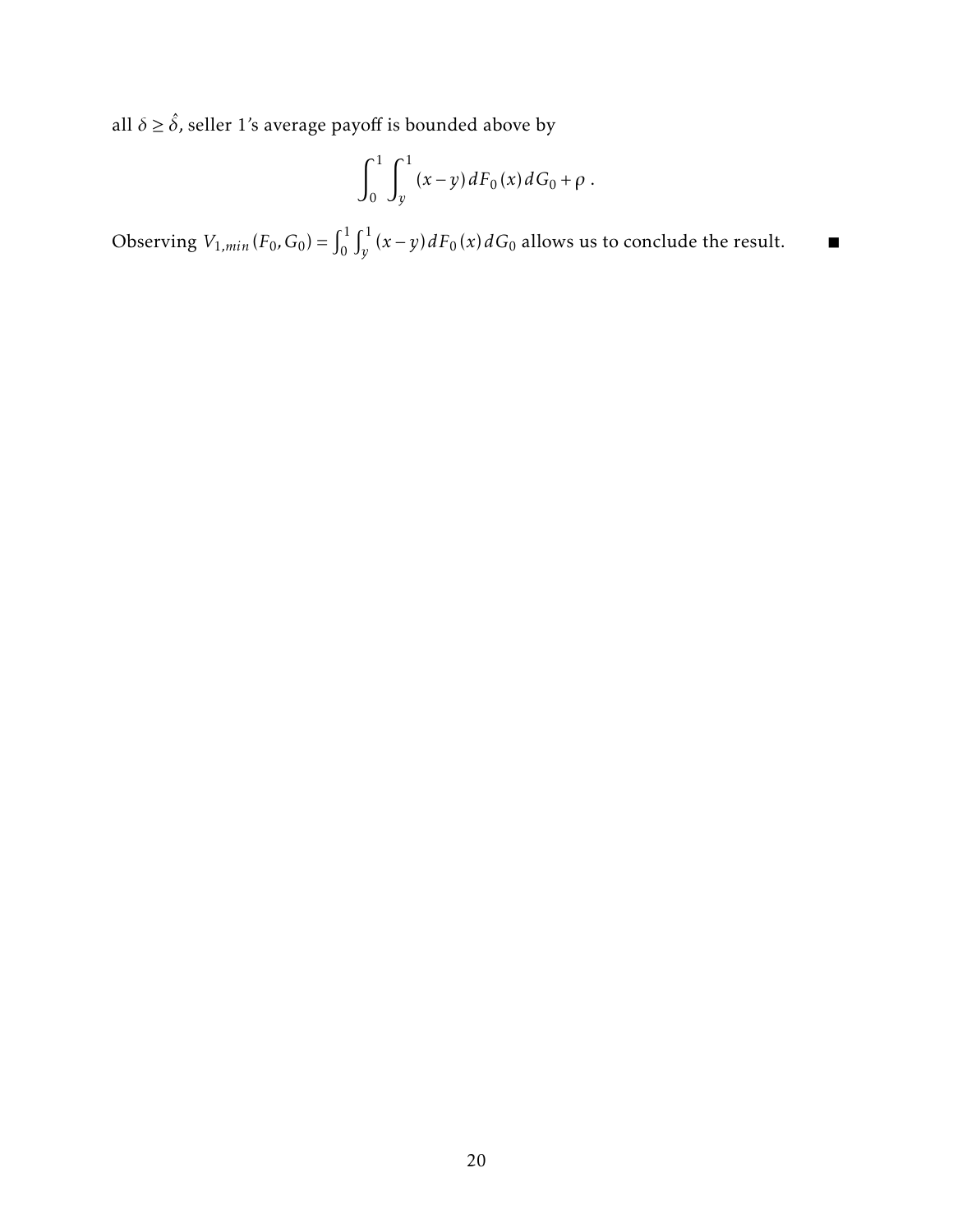all $\delta \geq \hat{\delta}$, seller 1's average payoff is bounded above by

$$\int_0^1 \int_y^1 (x - y) \, dF_0(x) \, dG_0 + \rho \; .$$

Observing $V_{1,min}(F_0, G_0) = \int_0^1 \int_y^1 (x - y) \, dF_0(x) \, dG_0$ allows us to conclude the result. ■